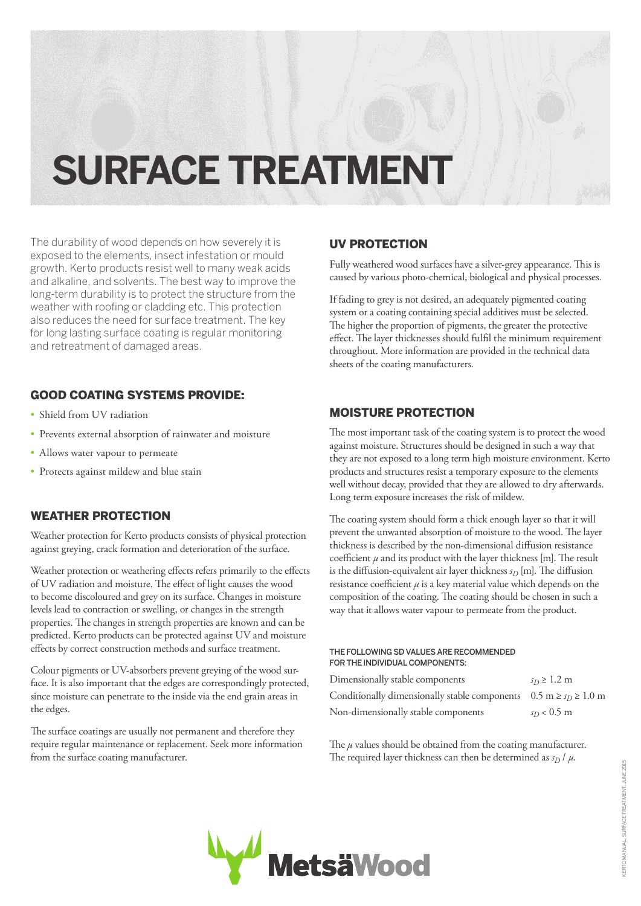# SURFACE TREATMENT

The durability of wood depends on how severely it is exposed to the elements, insect infestation or mould growth. Kerto products resist well to many weak acids and alkaline, and solvents. The best way to improve the long-term durability is to protect the structure from the weather with roofing or cladding etc. This protection also reduces the need for surface treatment. The key for long lasting surface coating is regular monitoring and retreatment of damaged areas.

## GOOD COATING SYSTEMS PROVIDE:

- Shield from UV radiation
- Prevents external absorption of rainwater and moisture
- Allows water vapour to permeate
- Protects against mildew and blue stain

## WEATHER PROTECTION

Weather protection for Kerto products consists of physical protection against greying, crack formation and deterioration of the surface.

Weather protection or weathering effects refers primarily to the effects of UV radiation and moisture. The effect of light causes the wood to become discoloured and grey on its surface. Changes in moisture levels lead to contraction or swelling, or changes in the strength properties. The changes in strength properties are known and can be predicted. Kerto products can be protected against UV and moisture effects by correct construction methods and surface treatment.

Colour pigments or UV-absorbers prevent greying of the wood surface. It is also important that the edges are correspondingly protected, since moisture can penetrate to the inside via the end grain areas in the edges.

The surface coatings are usually not permanent and therefore they require regular maintenance or replacement. Seek more information from the surface coating manufacturer.

## UV PROTECTION

Fully weathered wood surfaces have a silver-grey appearance. This is caused by various photo-chemical, biological and physical processes.

If fading to grey is not desired, an adequately pigmented coating system or a coating containing special additives must be selected. The higher the proportion of pigments, the greater the protective effect. The layer thicknesses should fulfil the minimum requirement throughout. More information are provided in the technical data sheets of the coating manufacturers.

## MOISTURE PROTECTION

The most important task of the coating system is to protect the wood against moisture. Structures should be designed in such a way that they are not exposed to a long term high moisture environment. Kerto products and structures resist a temporary exposure to the elements well without decay, provided that they are allowed to dry afterwards. Long term exposure increases the risk of mildew.

The coating system should form a thick enough layer so that it will prevent the unwanted absorption of moisture to the wood. The layer thickness is described by the non-dimensional diffusion resistance coefficient $\mu$ and its product with the layer thickness [m]. The result is the diffusion-equivalent air layer thickness $s_D$ [m]. The diffusion resistance coefficient $\mu$ is a key material value which depends on the composition of the coating. The coating should be chosen in such a way that it allows water vapour to permeate from the product.

#### THE FOLLOWING SD VALUES ARE RECOMMENDED FOR THE INDIVIDUAL COMPONENTS:

| | |
|---|---|
| Dimensionally stable components | $s_D \geq 1.2$ m |
| Conditionally dimensionally stable components | $0.5 \text{ m} \geq s_D \geq 1.0$ m |
| Non-dimensionally stable components | $s_D < 0.5$ m |

The $\mu$ values should be obtained from the coating manufacturer. The required layer thickness can then be determined as $s_D / \mu$.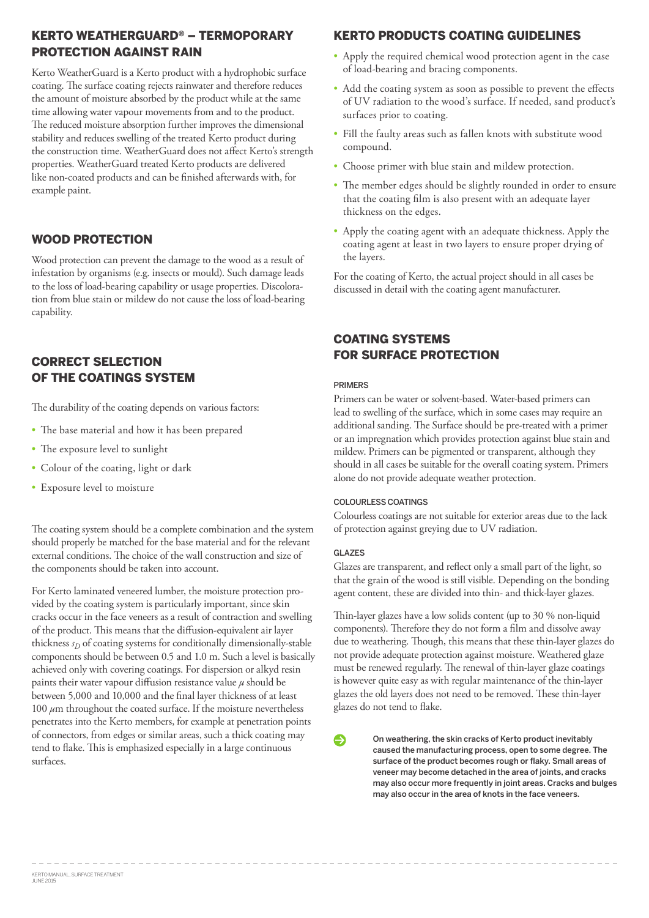## KERTO WEATHERGUARD® – TERMOPORARY PROTECTION AGAINST RAIN

Kerto WeatherGuard is a Kerto product with a hydrophobic surface coating. The surface coating rejects rainwater and therefore reduces the amount of moisture absorbed by the product while at the same time allowing water vapour movements from and to the product. The reduced moisture absorption further improves the dimensional stability and reduces swelling of the treated Kerto product during the construction time. WeatherGuard does not affect Kerto's strength properties. WeatherGuard treated Kerto products are delivered like non-coated products and can be finished afterwards with, for example paint.

## WOOD PROTECTION

Wood protection can prevent the damage to the wood as a result of infestation by organisms (e.g. insects or mould). Such damage leads to the loss of load-bearing capability or usage properties. Discoloration from blue stain or mildew do not cause the loss of load-bearing capability.

## CORRECT SELECTION OF THE COATINGS SYSTEM

The durability of the coating depends on various factors:

- The base material and how it has been prepared
- The exposure level to sunlight
- Colour of the coating, light or dark
- Exposure level to moisture

The coating system should be a complete combination and the system should properly be matched for the base material and for the relevant external conditions. The choice of the wall construction and size of the components should be taken into account.

For Kerto laminated veneered lumber, the moisture protection provided by the coating system is particularly important, since skin cracks occur in the face veneers as a result of contraction and swelling of the product. This means that the diffusion-equivalent air layer thickness $s_D$ of coating systems for conditionally dimensionally-stable components should be between 0.5 and 1.0 m. Such a level is basically achieved only with covering coatings. For dispersion or alkyd resin paints their water vapour diffusion resistance value $\mu$ should be between 5,000 and 10,000 and the final layer thickness of at least 100 $\mu$m throughout the coated surface. If the moisture nevertheless penetrates into the Kerto members, for example at penetration points of connectors, from edges or similar areas, such a thick coating may tend to flake. This is emphasized especially in a large continuous surfaces.

## KERTO PRODUCTS COATING GUIDELINES

- Apply the required chemical wood protection agent in the case of load-bearing and bracing components.
- Add the coating system as soon as possible to prevent the effects of UV radiation to the wood's surface. If needed, sand product's surfaces prior to coating.
- Fill the faulty areas such as fallen knots with substitute wood compound.
- Choose primer with blue stain and mildew protection.
- The member edges should be slightly rounded in order to ensure that the coating film is also present with an adequate layer thickness on the edges.
- Apply the coating agent with an adequate thickness. Apply the coating agent at least in two layers to ensure proper drying of the layers.

For the coating of Kerto, the actual project should in all cases be discussed in detail with the coating agent manufacturer.

## COATING SYSTEMS FOR SURFACE PROTECTION

### PRIMERS

Primers can be water or solvent-based. Water-based primers can lead to swelling of the surface, which in some cases may require an additional sanding. The Surface should be pre-treated with a primer or an impregnation which provides protection against blue stain and mildew. Primers can be pigmented or transparent, although they should in all cases be suitable for the overall coating system. Primers alone do not provide adequate weather protection.

### COLOURLESS COATINGS

Colourless coatings are not suitable for exterior areas due to the lack of protection against greying due to UV radiation.

### GLAZES

Glazes are transparent, and reflect only a small part of the light, so that the grain of the wood is still visible. Depending on the bonding agent content, these are divided into thin- and thick-layer glazes.

Thin-layer glazes have a low solids content (up to 30 % non-liquid components). Therefore they do not form a film and dissolve away due to weathering. Though, this means that these thin-layer glazes do not provide adequate protection against moisture. Weathered glaze must be renewed regularly. The renewal of thin-layer glaze coatings is however quite easy as with regular maintenance of the thin-layer glazes the old layers does not need to be removed. These thin-layer glazes do not tend to flake.

**On weathering, the skin cracks of Kerto product inevitably caused the manufacturing process, open to some degree. The surface of the product becomes rough or flaky. Small areas of veneer may become detached in the area of joints, and cracks may also occur more frequently in joint areas. Cracks and bulges may also occur in the area of knots in the face veneers.**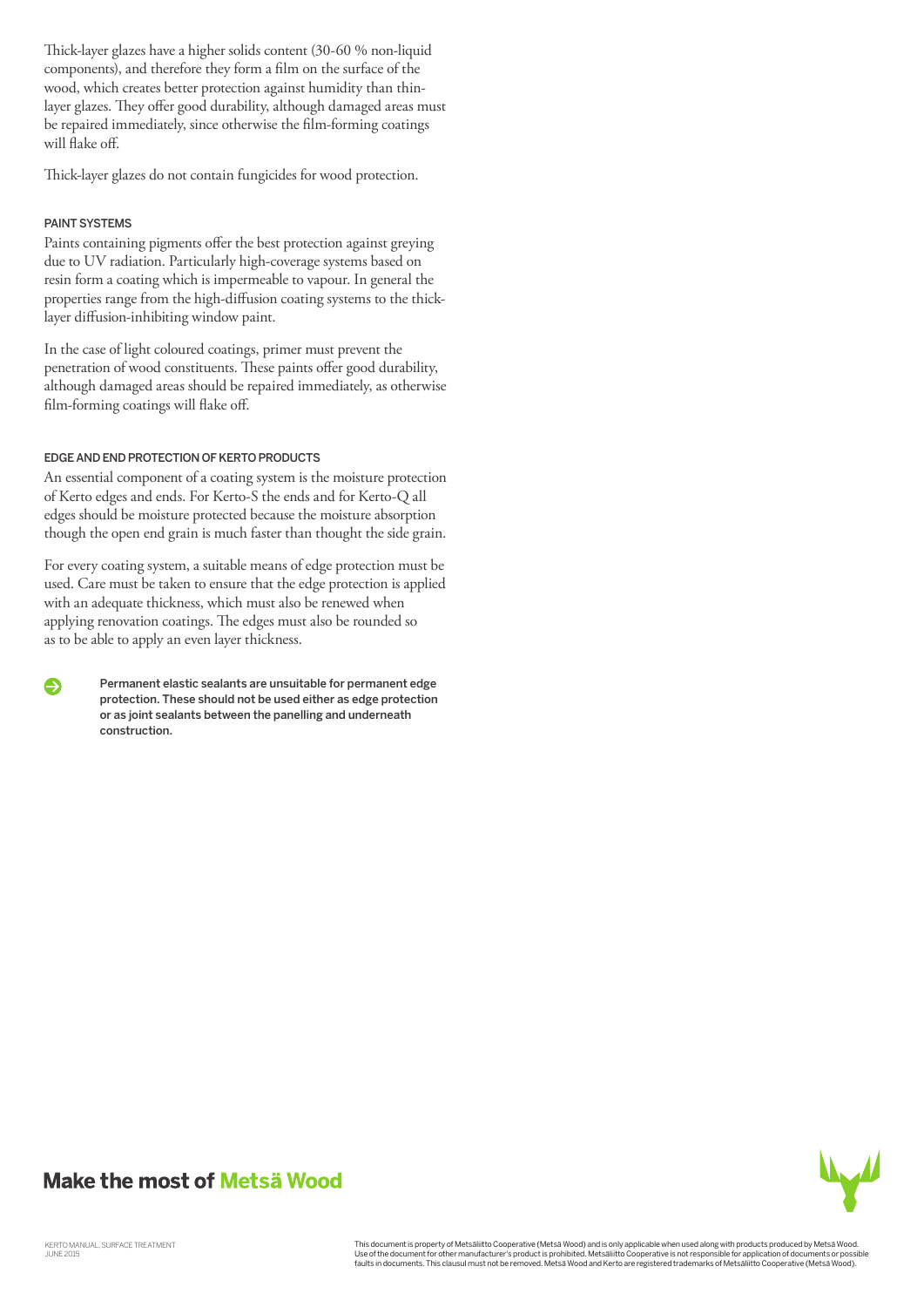Thick-layer glazes have a higher solids content (30-60 % non-liquid components), and therefore they form a film on the surface of the wood, which creates better protection against humidity than thin-layer glazes. They offer good durability, although damaged areas must be repaired immediately, since otherwise the film-forming coatings will flake off.

Thick-layer glazes do not contain fungicides for wood protection.

### PAINT SYSTEMS

Paints containing pigments offer the best protection against greying due to UV radiation. Particularly high-coverage systems based on resin form a coating which is impermeable to vapour. In general the properties range from the high-diffusion coating systems to the thick-layer diffusion-inhibiting window paint.

In the case of light coloured coatings, primer must prevent the penetration of wood constituents. These paints offer good durability, although damaged areas should be repaired immediately, as otherwise film-forming coatings will flake off.

### EDGE AND END PROTECTION OF KERTO PRODUCTS

An essential component of a coating system is the moisture protection of Kerto edges and ends. For Kerto-S the ends and for Kerto-Q all edges should be moisture protected because the moisture absorption though the open end grain is much faster than thought the side grain.

For every coating system, a suitable means of edge protection must be used. Care must be taken to ensure that the edge protection is applied with an adequate thickness, which must also be renewed when applying renovation coatings. The edges must also be rounded so as to be able to apply an even layer thickness.

**Permanent elastic sealants are unsuitable for permanent edge protection. These should not be used either as edge protection or as joint sealants between the panelling and underneath construction.**

**Make the most of Metsä Wood**

KERTO MANUAL, SURFACE TREATMENT
JUNE 2015

This document is property of Metsäliitto Cooperative (Metsä Wood) and is only applicable when used along with products produced by Metsä Wood. Use of the document for other manufacturer's product is prohibited. Metsäliitto Cooperative is not responsible for application of documents or possible faults in documents. This clausul must not be removed. Metsä Wood and Kerto are registered trademarks of Metsäliitto Cooperative (Metsä Wood).